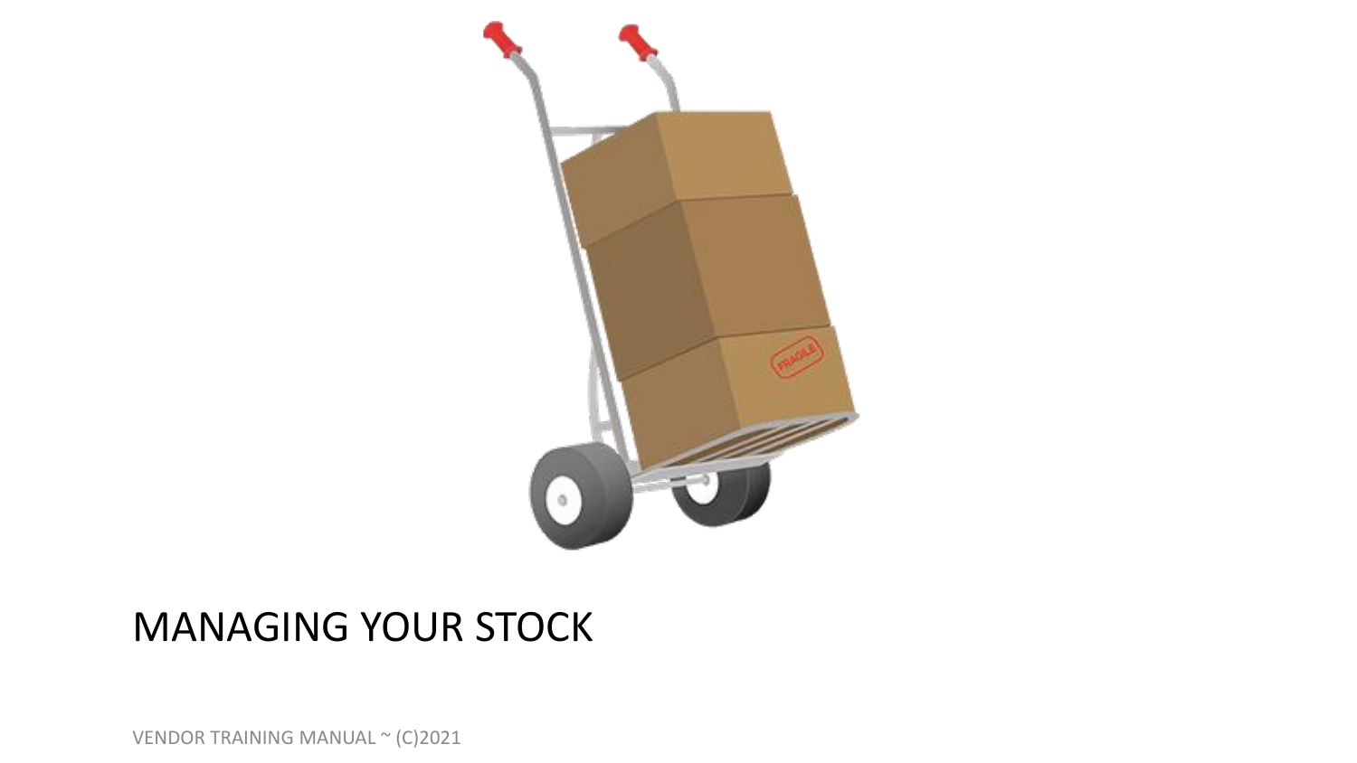# MANAGING YOUR STOCK

VENDOR TRAINING MANUAL ~ (C)2021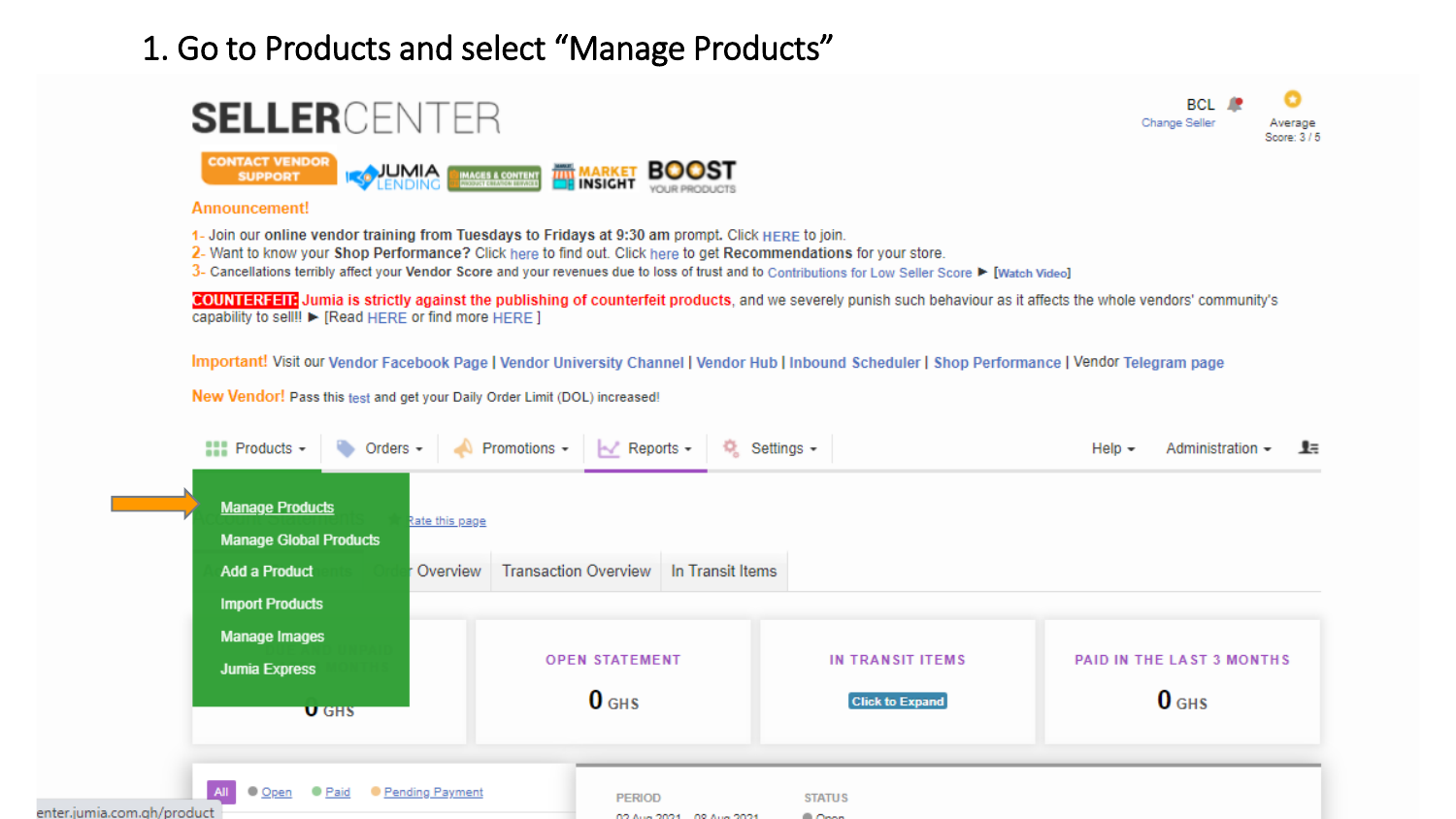1. Go to Products and select "Manage Products"

SELLERCENTER

BCL
Change Seller

Average
Score: 3 / 5

CONTACT VENDOR SUPPORT | JUMIA LENDING | IMAGES & CONTENT | MARKET INSIGHT | BOOST YOUR PRODUCTS

Announcement!

1- Join our online vendor training from Tuesdays to Fridays at 9:30 am prompt. Click HERE to join.
2- Want to know your Shop Performance? Click here to find out. Click here to get Recommendations for your store.
3- Cancellations terribly affect your Vendor Score and your revenues due to loss of trust and to Contributions for Low Seller Score ▶ [Watch Video]

COUNTERFEIT: Jumia is strictly against the publishing of counterfeit products, and we severely punish such behaviour as it affects the whole vendors' community's capability to sell!! ▶ [Read HERE or find more HERE ]

Important! Visit our Vendor Facebook Page | Vendor University Channel | Vendor Hub | Inbound Scheduler | Shop Performance | Vendor Telegram page

New Vendor! Pass this test and get your Daily Order Limit (DOL) increased!

Products ▾ | Orders ▾ | Promotions ▾ | Reports ▾ | Settings ▾ | Help ▾ | Administration ▾

- Manage Products
- Manage Global Products
- Add a Product
- Import Products
- Manage Images
- Jumia Express

Rate this page

Overview | Transaction Overview | In Transit Items

| | OPEN STATEMENT | IN TRANSIT ITEMS | PAID IN THE LAST 3 MONTHS |
|---|---|---|---|
| 0 GHS | 0 GHS | Click to Expand | 0 GHS |

All | Open | Paid | Pending Payment

PERIOD | STATUS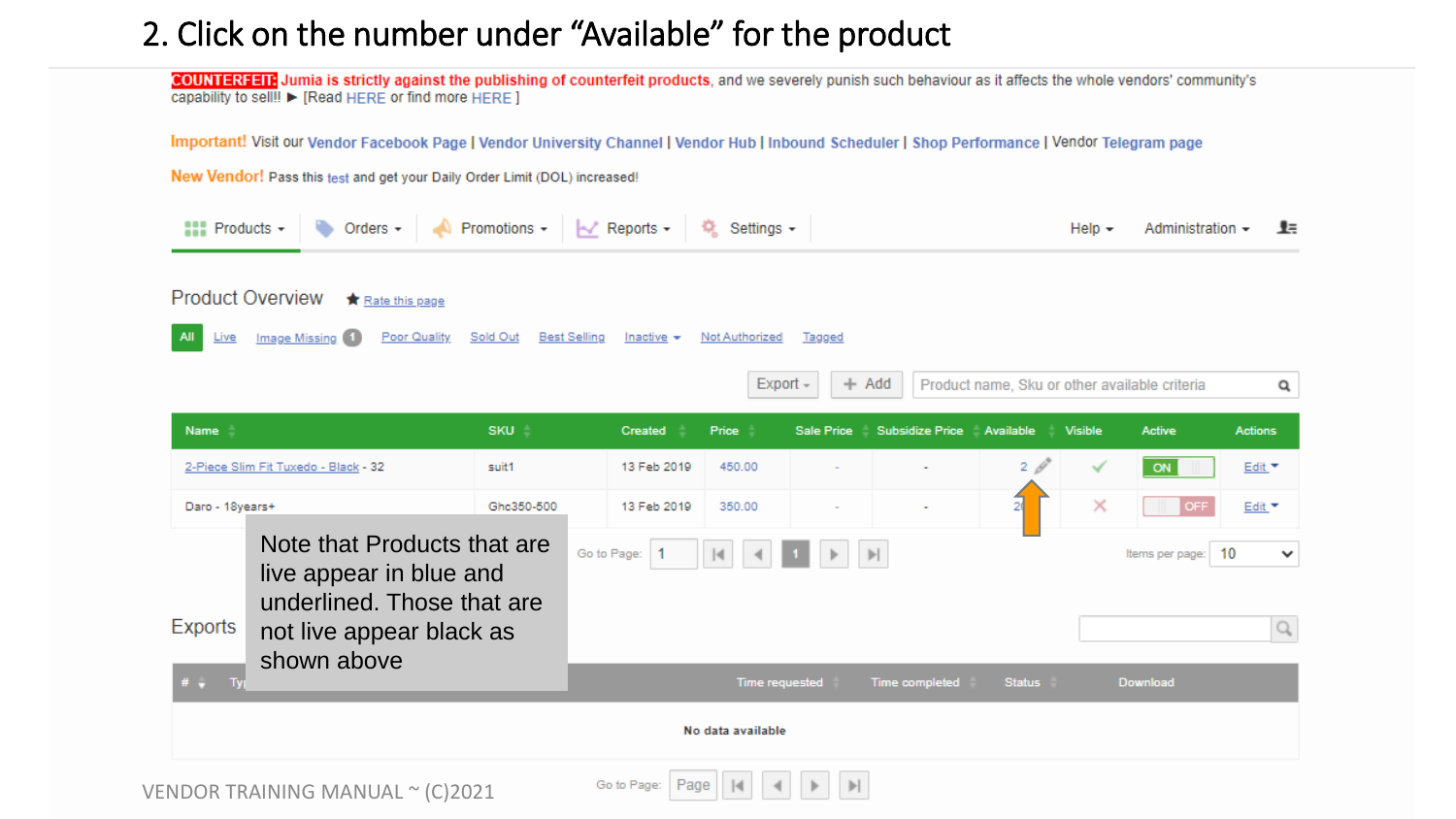## 2. Click on the number under “Available” for the product

COUNTERFEIT: Jumia is strictly against the publishing of counterfeit products, and we severely punish such behaviour as it affects the whole vendors' community's capability to sell!! ► [Read HERE or find more HERE ]

Important! Visit our Vendor Facebook Page | Vendor University Channel | Vendor Hub | Inbound Scheduler | Shop Performance | Vendor Telegram page

New Vendor! Pass this test and get your Daily Order Limit (DOL) increased!

Products ▾ | Orders ▾ | Promotions ▾ | Reports ▾ | Settings ▾ | Help ▾ | Administration ▾

### Product Overview

★ Rate this page

All | Live | Image Missing 1 | Poor Quality | Sold Out | Best Selling | Inactive ▾ | Not Authorized | Tagged

Export ▾ | + Add | Product name, Sku or other available criteria

| Name | SKU | Created | Price | Sale Price | Subsidize Price | Available | Visible | Active | Actions |
|---|---|---|---|---|---|---|---|---|---|
| 2-Piece Slim Fit Tuxedo - Black - 32 | suit1 | 13 Feb 2019 | 450.00 | - | - | 2 | ✓ | ON | Edit ▾ |
| Daro - 18years+ | Ghc350-500 | 13 Feb 2019 | 350.00 | - | - | 2 | ✗ | OFF | Edit ▾ |

Go to Page: 1 | Items per page: 10

Note that Products that are live appear in blue and underlined. Those that are not live appear black as shown above

### Exports

| # | Ty... | Time requested | Time completed | Status | Download |
|---|---|---|---|---|---|
| No data available | | | | | |

Go to Page: Page

VENDOR TRAINING MANUAL ~ (C)2021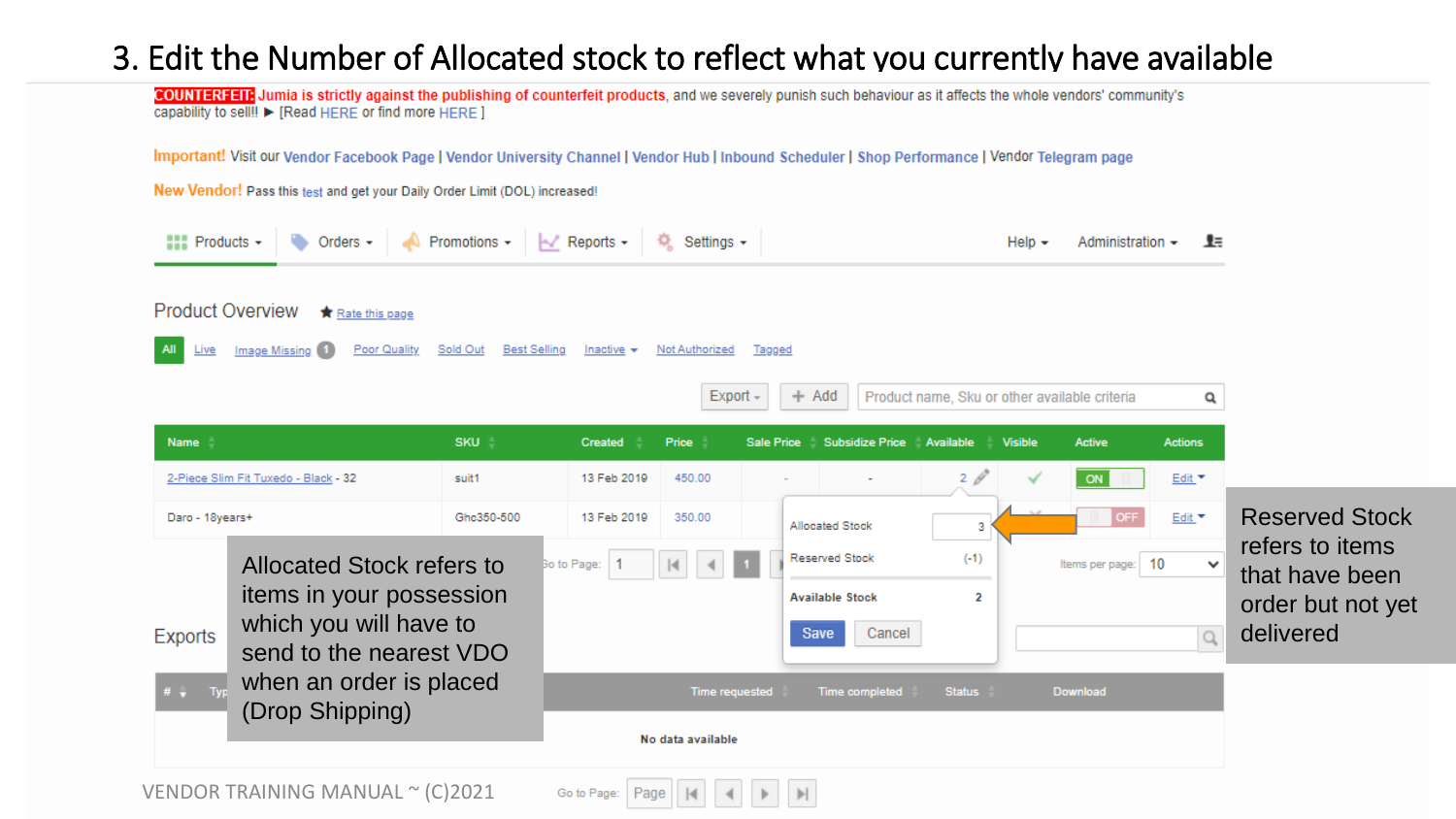# 3. Edit the Number of Allocated stock to reflect what you currently have available

**COUNTERFEIT:** Jumia is strictly against the publishing of counterfeit products, and we severely punish such behaviour as it affects the whole vendors' community's capability to sell!! ► [Read HERE or find more HERE ]

**Important!** Visit our Vendor Facebook Page | Vendor University Channel | Vendor Hub | Inbound Scheduler | Shop Performance | Vendor Telegram page

**New Vendor!** Pass this test and get your Daily Order Limit (DOL) increased!

Products ▾ | Orders ▾ | Promotions ▾ | Reports ▾ | Settings ▾ | Help ▾ | Administration ▾

## Product Overview

★ Rate this page

All | Live | Image Missing 1 | Poor Quality | Sold Out | Best Selling | Inactive ▾ | Not Authorized | Tagged

Export ▾ | + Add | Product name, Sku or other available criteria

| Name | SKU | Created | Price | Sale Price | Subsidize Price | Available | Visible | Active | Actions |
|---|---|---|---|---|---|---|---|---|---|
| 2-Piece Slim Fit Tuxedo - Black - 32 | suit1 | 13 Feb 2019 | 450.00 | - | - | 2 | ✓ | ON | Edit ▾ |
| Daro - 18years+ | Ghc350-500 | 13 Feb 2019 | 350.00 | | | | | OFF | Edit ▾ |

| | |
|---|---|
| Allocated Stock | 3 |
| Reserved Stock | (-1) |
| **Available Stock** | **2** |

Save | Cancel

Go to Page: 1 | Items per page: 10

## Exports

| # | Typ | Time requested | Time completed | Status | Download |
|---|---|---|---|---|---|
| No data available | | | | | |

Go to Page: Page

Allocated Stock refers to items in your possession which you will have to send to the nearest VDO when an order is placed (Drop Shipping)

Reserved Stock refers to items that have been order but not yet delivered

VENDOR TRAINING MANUAL ~ (C)2021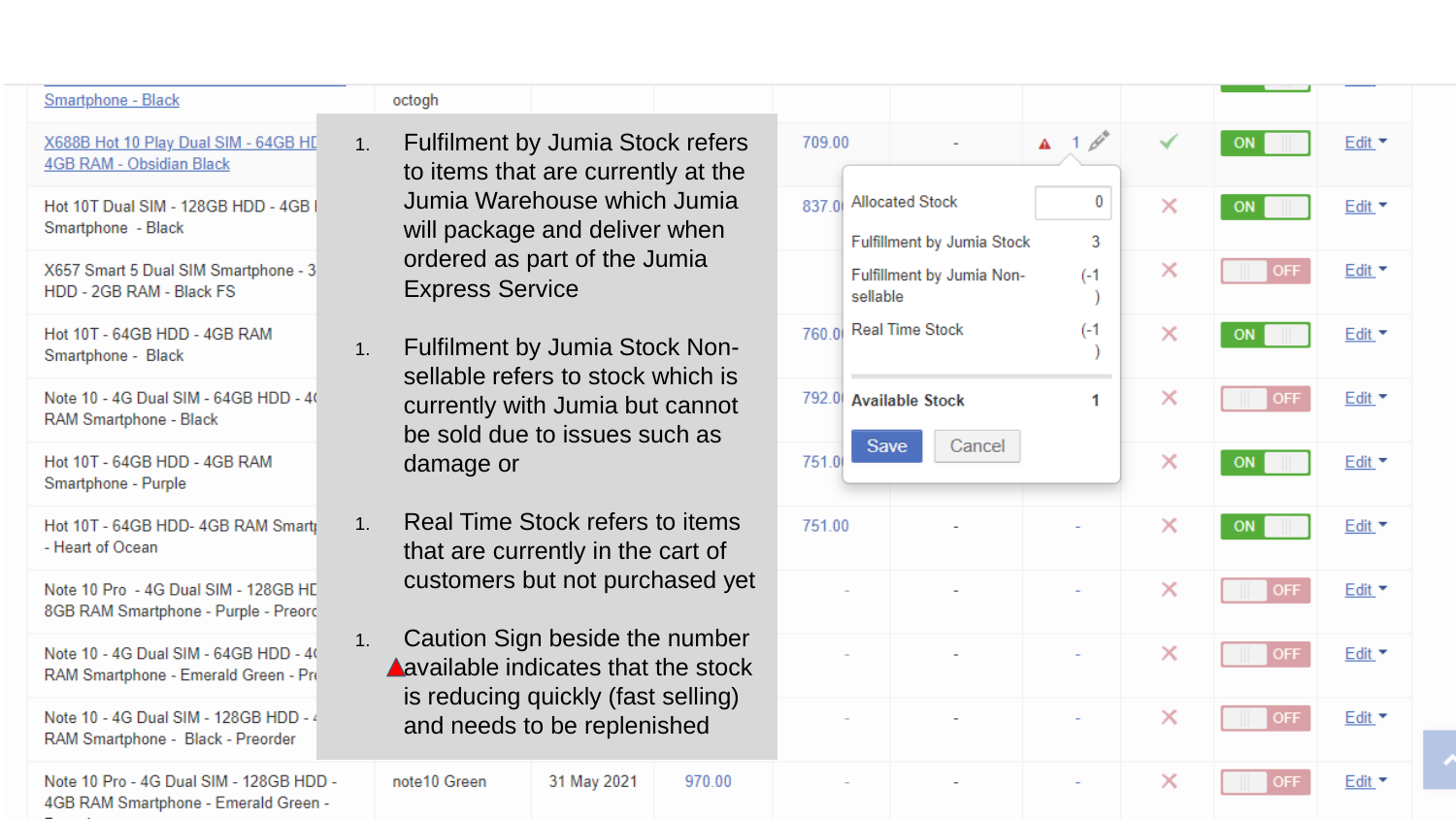| | | | | | | | | | |
|---|---|---|---|---|---|---|---|---|---|
| Smartphone - Black | octogh | | | | | | | ON | Edit |
| X688B Hot 10 Play Dual SIM - 64GB HD 4GB RAM - Obsidian Black | | | 709.00 | - | ▲ 1 | ✓ | ON | Edit |
| Hot 10T Dual SIM - 128GB HDD - 4GB Smartphone - Black | | | 837.0 | | | ✗ | ON | Edit |
| X657 Smart 5 Dual SIM Smartphone - 3 HDD - 2GB RAM - Black FS | | | | | | ✗ | OFF | Edit |
| Hot 10T - 64GB HDD - 4GB RAM Smartphone - Black | | | 760.0 | | | ✗ | ON | Edit |
| Note 10 - 4G Dual SIM - 64GB HDD - 4 RAM Smartphone - Black | | | 792.0 | | | ✗ | OFF | Edit |
| Hot 10T - 64GB HDD - 4GB RAM Smartphone - Purple | | | 751.0 | | | ✗ | ON | Edit |
| Hot 10T - 64GB HDD- 4GB RAM Smart - Heart of Ocean | | | 751.00 | - | - | ✗ | ON | Edit |
| Note 10 Pro - 4G Dual SIM - 128GB HD 8GB RAM Smartphone - Purple - Preorc | | | - | - | - | ✗ | OFF | Edit |
| Note 10 - 4G Dual SIM - 64GB HDD - 4 RAM Smartphone - Emerald Green - Pr | | | - | - | - | ✗ | OFF | Edit |
| Note 10 - 4G Dual SIM - 128GB HDD - RAM Smartphone - Black - Preorder | | | - | - | - | ✗ | OFF | Edit |
| Note 10 Pro - 4G Dual SIM - 128GB HDD - 4GB RAM Smartphone - Emerald Green - | note10 Green | 31 May 2021 | 970.00 | - | - | ✗ | OFF | Edit |

| | |
|---|---|
| Allocated Stock | 0 |
| Fulfillment by Jumia Stock | 3 |
| Fulfillment by Jumia Non-sellable | (-1) |
| Real Time Stock | (-1) |
| **Available Stock** | **1** |

Save | Cancel

1. Fulfilment by Jumia Stock refers to items that are currently at the Jumia Warehouse which Jumia will package and deliver when ordered as part of the Jumia Express Service

1. Fulfilment by Jumia Stock Non-sellable refers to stock which is currently with Jumia but cannot be sold due to issues such as damage or

1. Real Time Stock refers to items that are currently in the cart of customers but not purchased yet

1. Caution Sign beside the number ▲available indicates that the stock is reducing quickly (fast selling) and needs to be replenished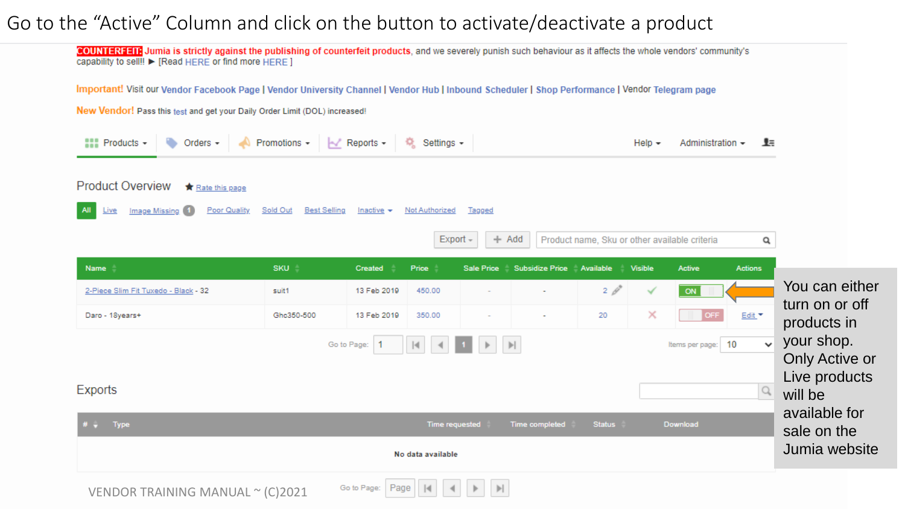# Go to the "Active" Column and click on the button to activate/deactivate a product

COUNTERFEIT: Jumia is strictly against the publishing of counterfeit products, and we severely punish such behaviour as it affects the whole vendors' community's capability to sell!! ► [Read HERE or find more HERE ]

Important! Visit our Vendor Facebook Page | Vendor University Channel | Vendor Hub | Inbound Scheduler | Shop Performance | Vendor Telegram page

New Vendor! Pass this test and get your Daily Order Limit (DOL) increased!

Products ▾ | Orders ▾ | Promotions ▾ | Reports ▾ | Settings ▾ | Help ▾ | Administration ▾

## Product Overview

★ Rate this page

All | Live | Image Missing 1 | Poor Quality | Sold Out | Best Selling | Inactive ▾ | Not Authorized | Tagged

Export ▾ | + Add | Product name, Sku or other available criteria

| Name | SKU | Created | Price | Sale Price | Subsidize Price | Available | Visible | Active | Actions |
|---|---|---|---|---|---|---|---|---|---|
| 2-Piece Slim Fit Tuxedo - Black - 32 | suit1 | 13 Feb 2019 | 450.00 | - | - | 2 | ✓ | ON | |
| Daro - 18years+ | Ghc350-500 | 13 Feb 2019 | 350.00 | - | - | 20 | ✗ | OFF | Edit ▾ |

Go to Page: 1 | 1 | Items per page: 10

You can either turn on or off products in your shop. Only Active or Live products will be available for sale on Jumia website

## Exports

| # | Type | Time requested | Time completed | Status | Download |
|---|---|---|---|---|---|
| No data available | | | | | |

Go to Page: Page

VENDOR TRAINING MANUAL ~ (C)2021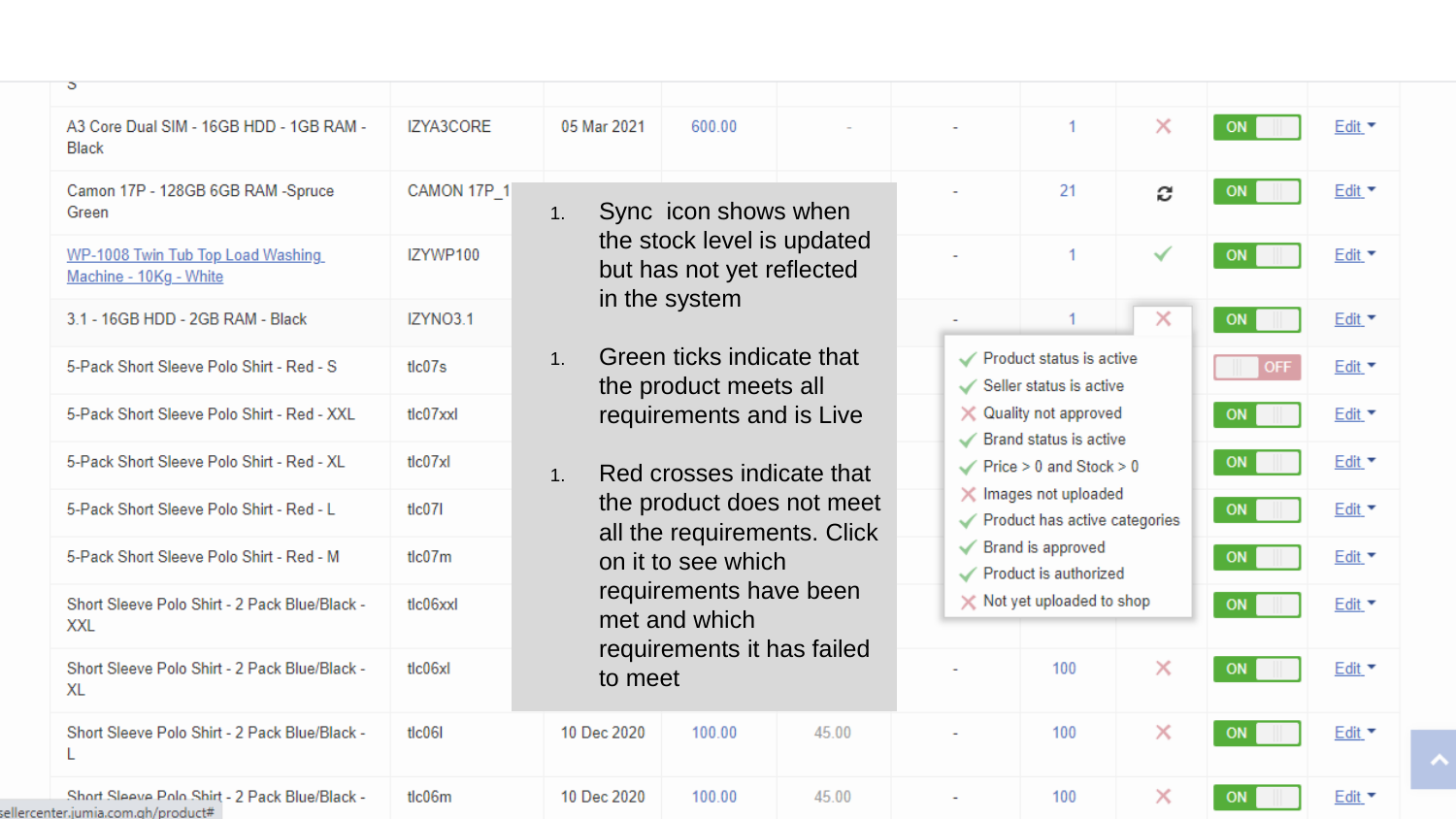| | | | | | | | | | |
|---|---|---|---|---|---|---|---|---|---|
| S | | | | | | | | | |
| A3 Core Dual SIM - 16GB HDD - 1GB RAM - Black | IZYA3CORE | 05 Mar 2021 | 600.00 | - | - | 1 | ✗ | ON | Edit |
| Camon 17P - 128GB 6GB RAM -Spruce Green | CAMON 17P_1 | | | | - | 21 | ⟳ | ON | Edit |
| WP-1008 Twin Tub Top Load Washing Machine - 10Kg - White | IZYWP100 | | | | - | 1 | ✓ | ON | Edit |
| 3.1 - 16GB HDD - 2GB RAM - Black | IZYNO3.1 | | | | - | 1 | ✗ | ON | Edit |
| 5-Pack Short Sleeve Polo Shirt - Red - S | tlc07s | | | | | | | OFF | Edit |
| 5-Pack Short Sleeve Polo Shirt - Red - XXL | tlc07xxl | | | | | | | ON | Edit |
| 5-Pack Short Sleeve Polo Shirt - Red - XL | tlc07xl | | | | | | | ON | Edit |
| 5-Pack Short Sleeve Polo Shirt - Red - L | tlc07l | | | | | | | ON | Edit |
| 5-Pack Short Sleeve Polo Shirt - Red - M | tlc07m | | | | | | | ON | Edit |
| Short Sleeve Polo Shirt - 2 Pack Blue/Black - XXL | tlc06xxl | | | | | | | ON | Edit |
| Short Sleeve Polo Shirt - 2 Pack Blue/Black - XL | tlc06xl | | | | - | 100 | ✗ | ON | Edit |
| Short Sleeve Polo Shirt - 2 Pack Blue/Black - L | tlc06l | 10 Dec 2020 | 100.00 | 45.00 | - | 100 | ✗ | ON | Edit |
| Short Sleeve Polo Shirt - 2 Pack Blue/Black - | tlc06m | 10 Dec 2020 | 100.00 | 45.00 | - | 100 | ✗ | ON | Edit |

- ✓ Product status is active
- ✓ Seller status is active
- ✗ Quality not approved
- ✓ Brand status is active
- ✓ Price > 0 and Stock > 0
- ✗ Images not uploaded
- ✓ Product has active categories
- ✓ Brand is approved
- ✓ Product is authorized
- ✗ Not yet uploaded to shop

1. Sync icon shows when the stock level is updated but has not yet reflected in the system

1. Green ticks indicate that the product meets all requirements and is Live

1. Red crosses indicate that the product does not meet all the requirements. Click on it to see which requirements have been met and which requirements it has failed to meet

sellercenter.jumia.com.gh/product#